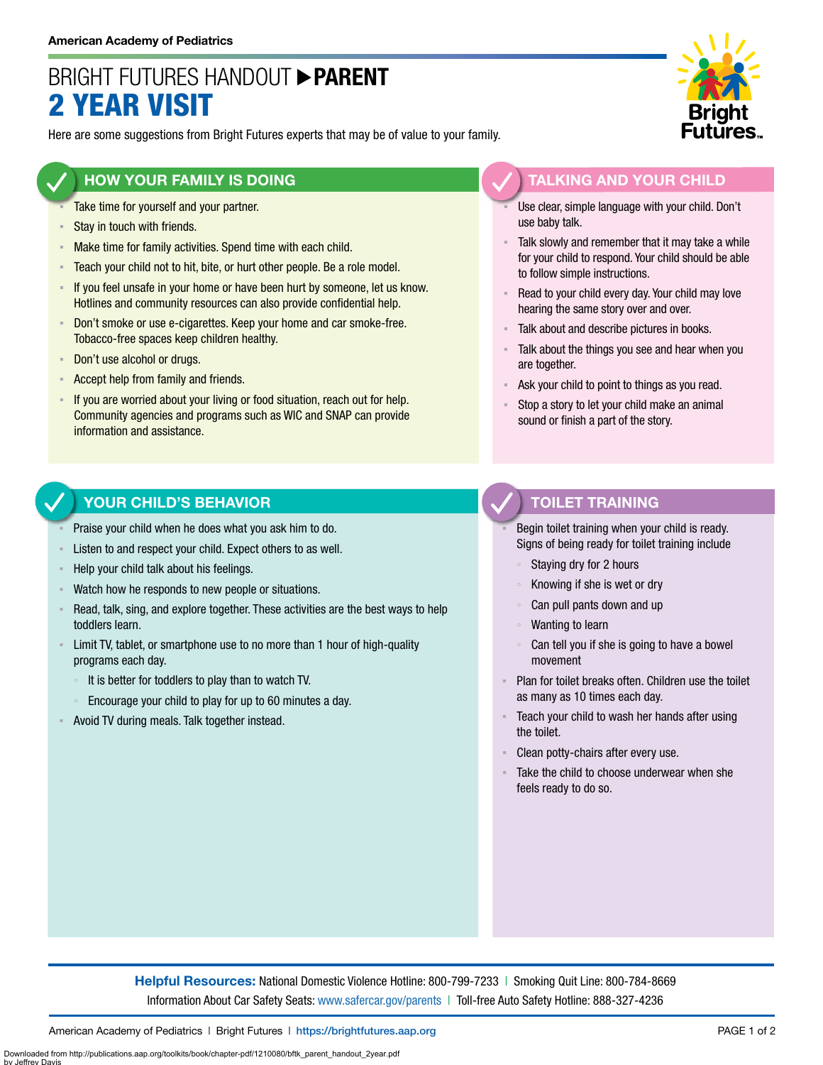American Academy of Pediatrics

# BRIGHT FUTURES HANDOUT ▶ PARENT
# 2 YEAR VISIT

Here are some suggestions from Bright Futures experts that may be of value to your family.

## HOW YOUR FAMILY IS DOING

- Take time for yourself and your partner.
- Stay in touch with friends.
- Make time for family activities. Spend time with each child.
- Teach your child not to hit, bite, or hurt other people. Be a role model.
- If you feel unsafe in your home or have been hurt by someone, let us know. Hotlines and community resources can also provide confidential help.
- Don't smoke or use e-cigarettes. Keep your home and car smoke-free. Tobacco-free spaces keep children healthy.
- Don't use alcohol or drugs.
- Accept help from family and friends.
- If you are worried about your living or food situation, reach out for help. Community agencies and programs such as WIC and SNAP can provide information and assistance.

## TALKING AND YOUR CHILD

- Use clear, simple language with your child. Don't use baby talk.
- Talk slowly and remember that it may take a while for your child to respond. Your child should be able to follow simple instructions.
- Read to your child every day. Your child may love hearing the same story over and over.
- Talk about and describe pictures in books.
- Talk about the things you see and hear when you are together.
- Ask your child to point to things as you read.
- Stop a story to let your child make an animal sound or finish a part of the story.

## YOUR CHILD'S BEHAVIOR

- Praise your child when he does what you ask him to do.
- Listen to and respect your child. Expect others to as well.
- Help your child talk about his feelings.
- Watch how he responds to new people or situations.
- Read, talk, sing, and explore together. These activities are the best ways to help toddlers learn.
- Limit TV, tablet, or smartphone use to no more than 1 hour of high-quality programs each day.
  - It is better for toddlers to play than to watch TV.
  - Encourage your child to play for up to 60 minutes a day.
- Avoid TV during meals. Talk together instead.

## TOILET TRAINING

- Begin toilet training when your child is ready. Signs of being ready for toilet training include
  - Staying dry for 2 hours
  - Knowing if she is wet or dry
  - Can pull pants down and up
  - Wanting to learn
  - Can tell you if she is going to have a bowel movement
- Plan for toilet breaks often. Children use the toilet as many as 10 times each day.
- Teach your child to wash her hands after using the toilet.
- Clean potty-chairs after every use.
- Take the child to choose underwear when she feels ready to do so.

**Helpful Resources:** National Domestic Violence Hotline: 800-799-7233 | Smoking Quit Line: 800-784-8669
Information About Car Safety Seats: www.safercar.gov/parents | Toll-free Auto Safety Hotline: 888-327-4236

American Academy of Pediatrics | Bright Futures | https://brightfutures.aap.org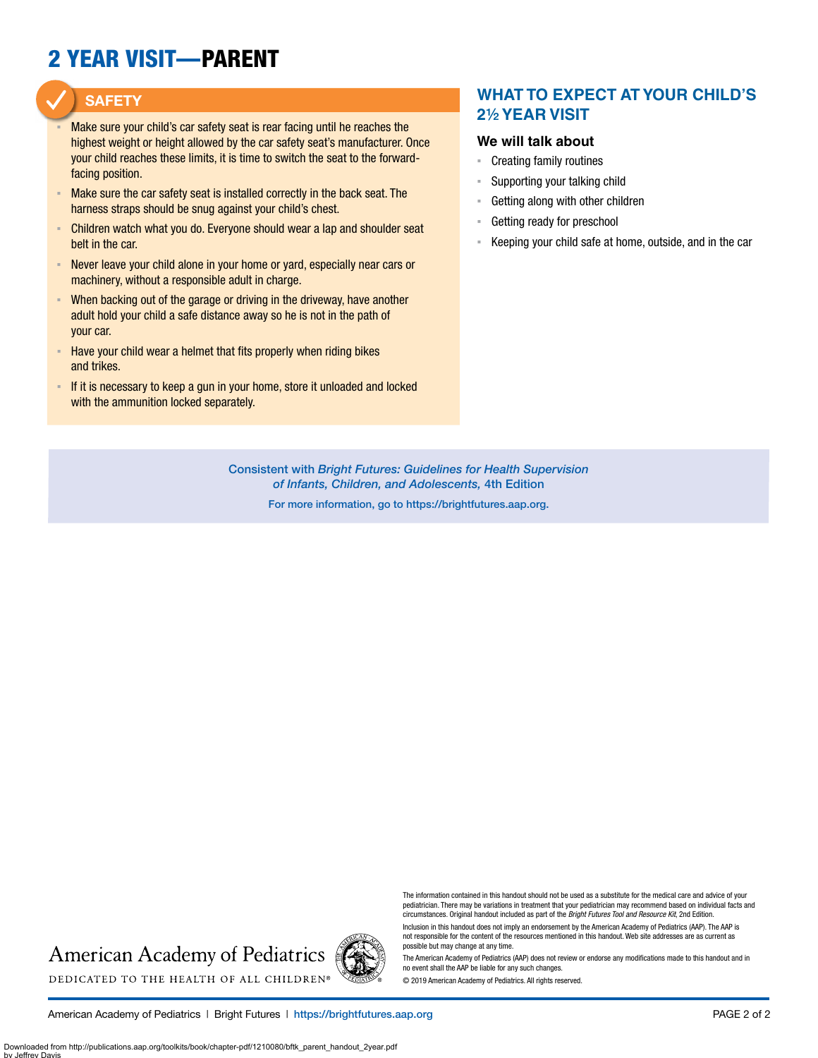# 2 YEAR VISIT—PARENT

## SAFETY

- Make sure your child's car safety seat is rear facing until he reaches the highest weight or height allowed by the car safety seat's manufacturer. Once your child reaches these limits, it is time to switch the seat to the forward-facing position.
- Make sure the car safety seat is installed correctly in the back seat. The harness straps should be snug against your child's chest.
- Children watch what you do. Everyone should wear a lap and shoulder seat belt in the car.
- Never leave your child alone in your home or yard, especially near cars or machinery, without a responsible adult in charge.
- When backing out of the garage or driving in the driveway, have another adult hold your child a safe distance away so he is not in the path of your car.
- Have your child wear a helmet that fits properly when riding bikes and trikes.
- If it is necessary to keep a gun in your home, store it unloaded and locked with the ammunition locked separately.

## WHAT TO EXPECT AT YOUR CHILD'S 2½ YEAR VISIT

### We will talk about

- Creating family routines
- Supporting your talking child
- Getting along with other children
- Getting ready for preschool
- Keeping your child safe at home, outside, and in the car

Consistent with *Bright Futures: Guidelines for Health Supervision of Infants, Children, and Adolescents,* 4th Edition

For more information, go to https://brightfutures.aap.org.

American Academy of Pediatrics
DEDICATED TO THE HEALTH OF ALL CHILDREN®

The information contained in this handout should not be used as a substitute for the medical care and advice of your pediatrician. There may be variations in treatment that your pediatrician may recommend based on individual facts and circumstances. Original handout included as part of the *Bright Futures Tool and Resource Kit,* 2nd Edition.

Inclusion in this handout does not imply an endorsement by the American Academy of Pediatrics (AAP). The AAP is not responsible for the content of the resources mentioned in this handout. Web site addresses are as current as possible but may change at any time.

The American Academy of Pediatrics (AAP) does not review or endorse any modifications made to this handout and in no event shall the AAP be liable for any such changes.

© 2019 American Academy of Pediatrics. All rights reserved.